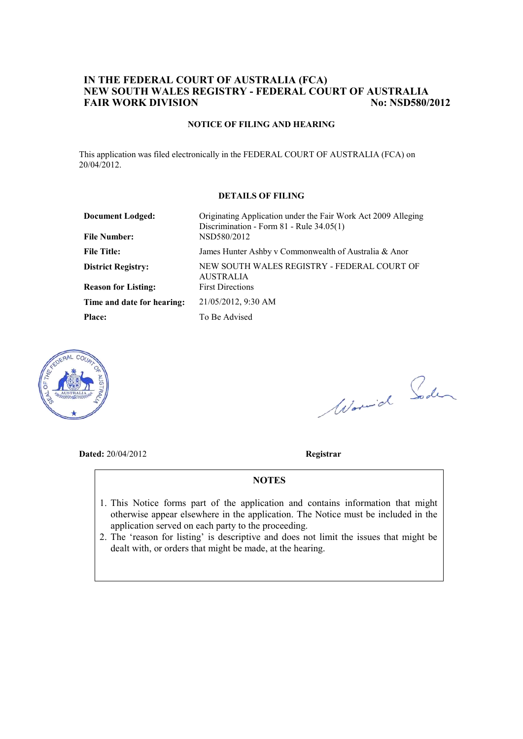**IN THE FEDERAL COURT OF AUSTRALIA (FCA)**
**NEW SOUTH WALES REGISTRY - FEDERAL COURT OF AUSTRALIA**
**FAIR WORK DIVISION** **No: NSD580/2012**

**NOTICE OF FILING AND HEARING**

This application was filed electronically in the FEDERAL COURT OF AUSTRALIA (FCA) on 20/04/2012.

**DETAILS OF FILING**

| | |
|---|---|
| **Document Lodged:** | Originating Application under the Fair Work Act 2009 Alleging Discrimination - Form 81 - Rule 34.05(1) |
| **File Number:** | NSD580/2012 |
| **File Title:** | James Hunter Ashby v Commonwealth of Australia & Anor |
| **District Registry:** | NEW SOUTH WALES REGISTRY - FEDERAL COURT OF AUSTRALIA |
| **Reason for Listing:** | First Directions |
| **Time and date for hearing:** | 21/05/2012, 9:30 AM |
| **Place:** | To Be Advised |

**Dated:** 20/04/2012 **Registrar**

**NOTES**

1. This Notice forms part of the application and contains information that might otherwise appear elsewhere in the application. The Notice must be included in the application served on each party to the proceeding.
2. The 'reason for listing' is descriptive and does not limit the issues that might be dealt with, or orders that might be made, at the hearing.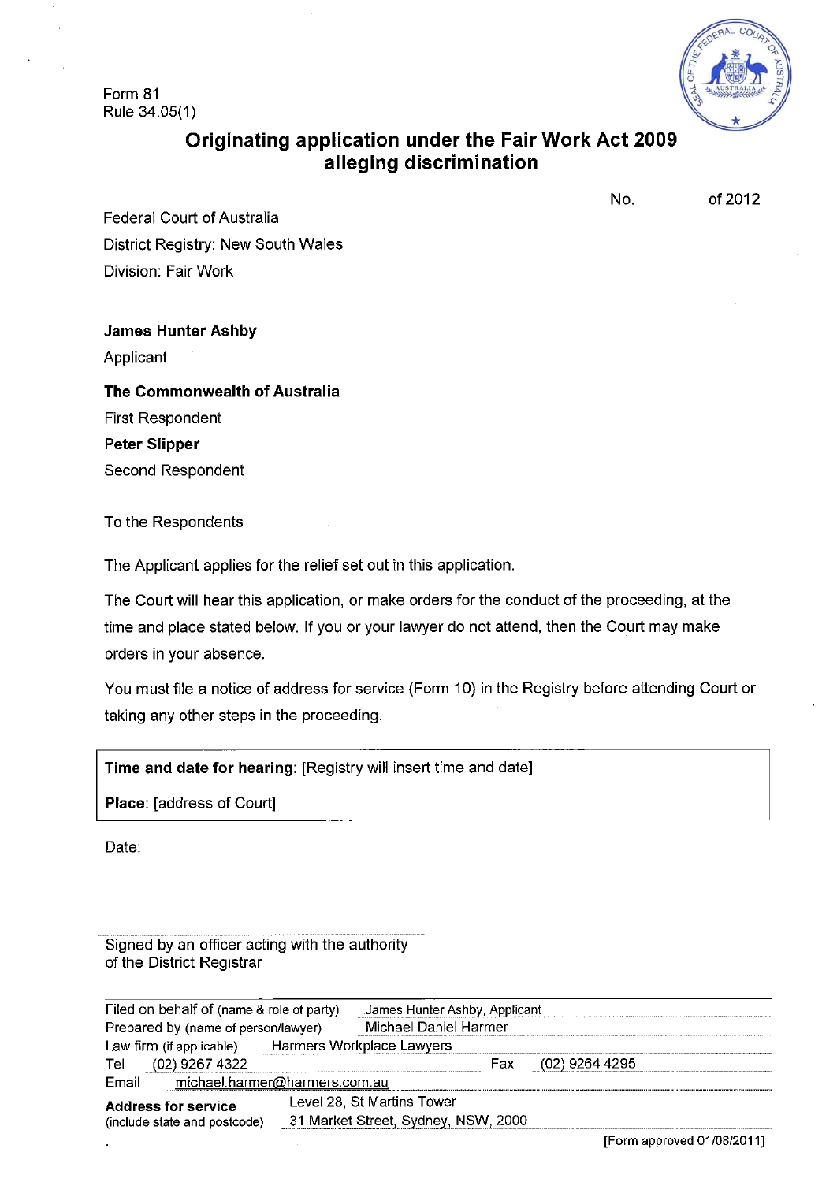Form 81
Rule 34.05(1)

# Originating application under the Fair Work Act 2009 alleging discrimination

No. of 2012

Federal Court of Australia
District Registry: New South Wales
Division: Fair Work

**James Hunter Ashby**
Applicant

**The Commonwealth of Australia**
First Respondent

**Peter Slipper**
Second Respondent

To the Respondents

The Applicant applies for the relief set out in this application.

The Court will hear this application, or make orders for the conduct of the proceeding, at the time and place stated below. If you or your lawyer do not attend, then the Court may make orders in your absence.

You must file a notice of address for service (Form 10) in the Registry before attending Court or taking any other steps in the proceeding.

**Time and date for hearing**: [Registry will insert time and date]

**Place**: [address of Court]

Date:

Signed by an officer acting with the authority of the District Registrar

| | |
|---|---|
| Filed on behalf of (name & role of party) | James Hunter Ashby, Applicant |
| Prepared by (name of person/lawyer) | Michael Daniel Harmer |
| Law firm (if applicable) | Harmers Workplace Lawyers |
| Tel | (02) 9267 4322 |
| Fax | (02) 9264 4295 |
| Email | michael.harmer@harmers.com.au |
| **Address for service** (include state and postcode) | Level 28, St Martins Tower, 31 Market Street, Sydney, NSW, 2000 |

[Form approved 01/08/2011]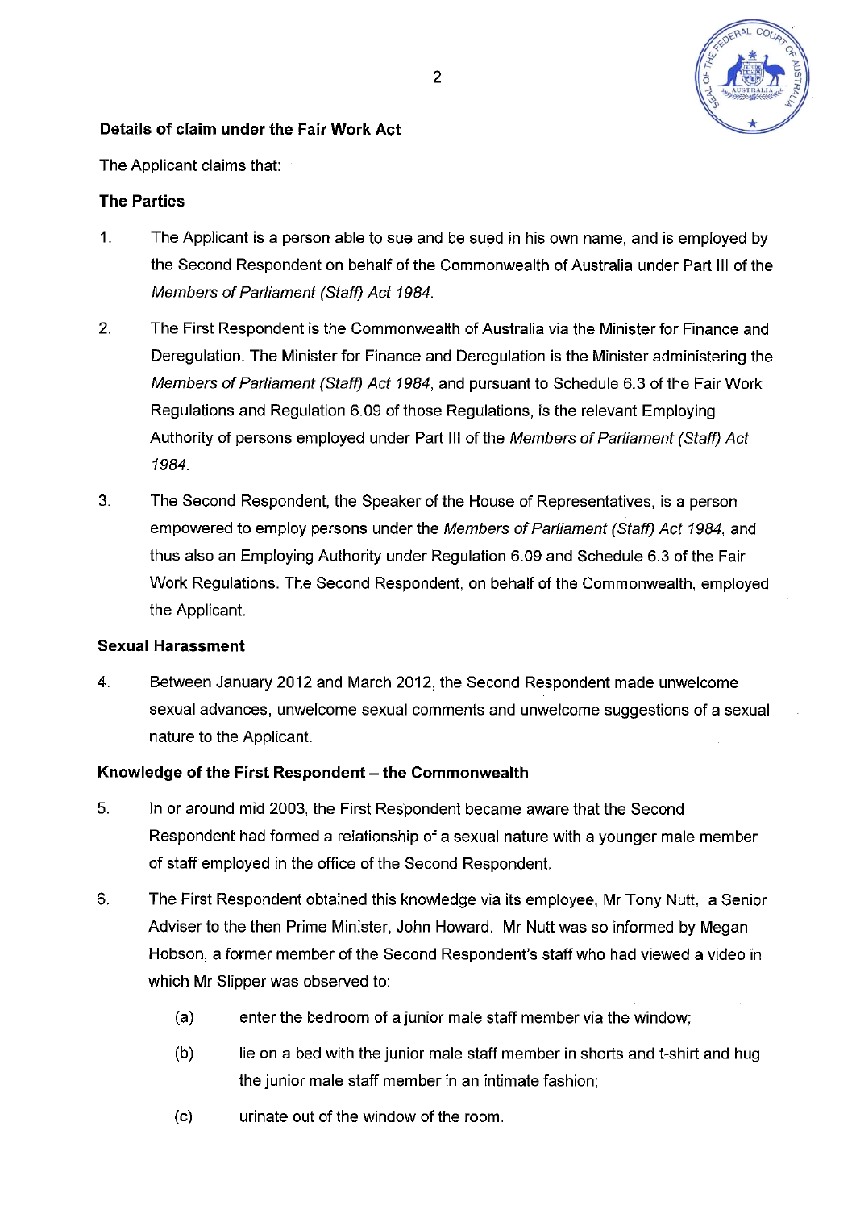**Details of claim under the Fair Work Act**

The Applicant claims that:

**The Parties**

1. The Applicant is a person able to sue and be sued in his own name, and is employed by the Second Respondent on behalf of the Commonwealth of Australia under Part III of the *Members of Parliament (Staff) Act 1984*.

2. The First Respondent is the Commonwealth of Australia via the Minister for Finance and Deregulation. The Minister for Finance and Deregulation is the Minister administering the *Members of Parliament (Staff) Act 1984*, and pursuant to Schedule 6.3 of the Fair Work Regulations and Regulation 6.09 of those Regulations, is the relevant Employing Authority of persons employed under Part III of the *Members of Parliament (Staff) Act 1984*.

3. The Second Respondent, the Speaker of the House of Representatives, is a person empowered to employ persons under the *Members of Parliament (Staff) Act 1984*, and thus also an Employing Authority under Regulation 6.09 and Schedule 6.3 of the Fair Work Regulations. The Second Respondent, on behalf of the Commonwealth, employed the Applicant.

**Sexual Harassment**

4. Between January 2012 and March 2012, the Second Respondent made unwelcome sexual advances, unwelcome sexual comments and unwelcome suggestions of a sexual nature to the Applicant.

**Knowledge of the First Respondent – the Commonwealth**

5. In or around mid 2003, the First Respondent became aware that the Second Respondent had formed a relationship of a sexual nature with a younger male member of staff employed in the office of the Second Respondent.

6. The First Respondent obtained this knowledge via its employee, Mr Tony Nutt, a Senior Adviser to the then Prime Minister, John Howard. Mr Nutt was so informed by Megan Hobson, a former member of the Second Respondent's staff who had viewed a video in which Mr Slipper was observed to:

   (a) enter the bedroom of a junior male staff member via the window;

   (b) lie on a bed with the junior male staff member in shorts and t-shirt and hug the junior male staff member in an intimate fashion;

   (c) urinate out of the window of the room.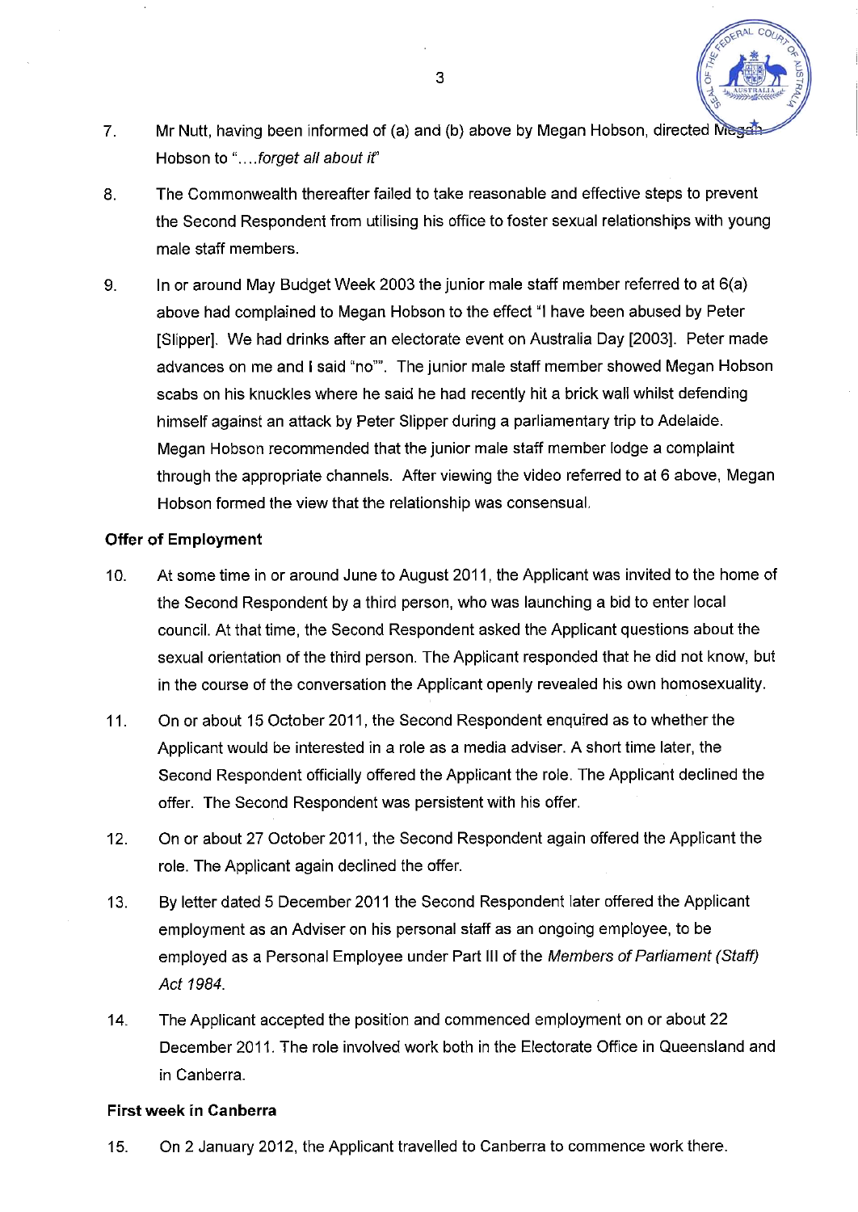7. Mr Nutt, having been informed of (a) and (b) above by Megan Hobson, directed Megan Hobson to "....*forget all about it*"

8. The Commonwealth thereafter failed to take reasonable and effective steps to prevent the Second Respondent from utilising his office to foster sexual relationships with young male staff members.

9. In or around May Budget Week 2003 the junior male staff member referred to at 6(a) above had complained to Megan Hobson to the effect "I have been abused by Peter [Slipper]. We had drinks after an electorate event on Australia Day [2003]. Peter made advances on me and I said "no"". The junior male staff member showed Megan Hobson scabs on his knuckles where he said he had recently hit a brick wall whilst defending himself against an attack by Peter Slipper during a parliamentary trip to Adelaide. Megan Hobson recommended that the junior male staff member lodge a complaint through the appropriate channels. After viewing the video referred to at 6 above, Megan Hobson formed the view that the relationship was consensual.

**Offer of Employment**

10. At some time in or around June to August 2011, the Applicant was invited to the home of the Second Respondent by a third person, who was launching a bid to enter local council. At that time, the Second Respondent asked the Applicant questions about the sexual orientation of the third person. The Applicant responded that he did not know, but in the course of the conversation the Applicant openly revealed his own homosexuality.

11. On or about 15 October 2011, the Second Respondent enquired as to whether the Applicant would be interested in a role as a media adviser. A short time later, the Second Respondent officially offered the Applicant the role. The Applicant declined the offer. The Second Respondent was persistent with his offer.

12. On or about 27 October 2011, the Second Respondent again offered the Applicant the role. The Applicant again declined the offer.

13. By letter dated 5 December 2011 the Second Respondent later offered the Applicant employment as an Adviser on his personal staff as an ongoing employee, to be employed as a Personal Employee under Part III of the *Members of Parliament (Staff) Act 1984*.

14. The Applicant accepted the position and commenced employment on or about 22 December 2011. The role involved work both in the Electorate Office in Queensland and in Canberra.

**First week in Canberra**

15. On 2 January 2012, the Applicant travelled to Canberra to commence work there.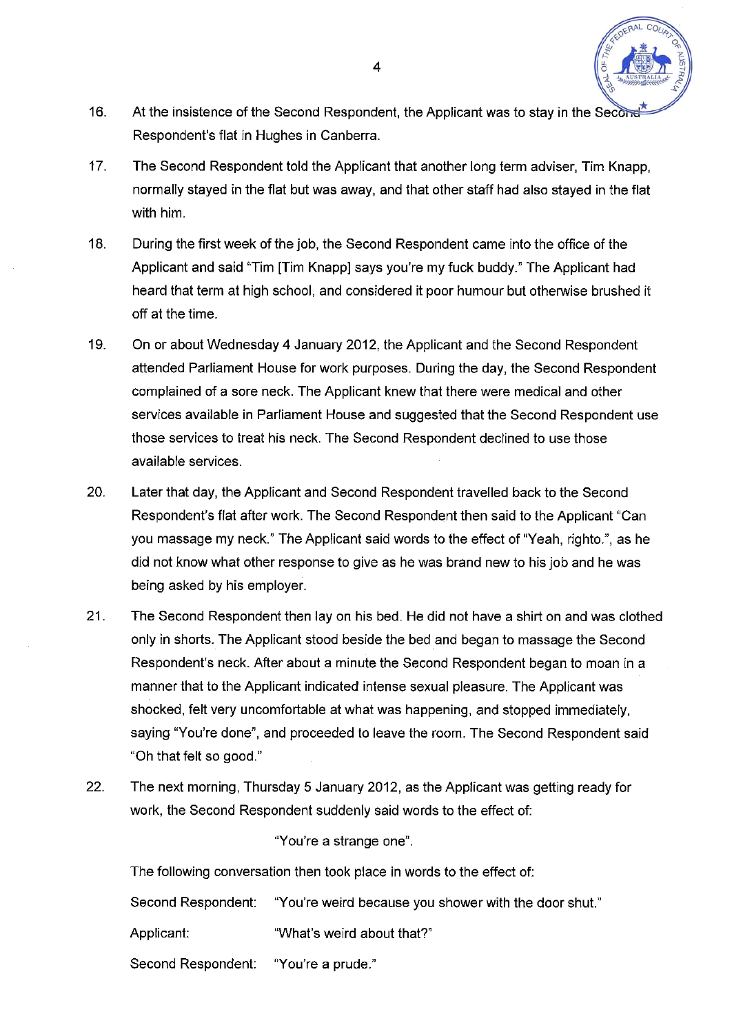16. At the insistence of the Second Respondent, the Applicant was to stay in the Second Respondent's flat in Hughes in Canberra.

17. The Second Respondent told the Applicant that another long term adviser, Tim Knapp, normally stayed in the flat but was away, and that other staff had also stayed in the flat with him.

18. During the first week of the job, the Second Respondent came into the office of the Applicant and said "Tim [Tim Knapp] says you're my fuck buddy." The Applicant had heard that term at high school, and considered it poor humour but otherwise brushed it off at the time.

19. On or about Wednesday 4 January 2012, the Applicant and the Second Respondent attended Parliament House for work purposes. During the day, the Second Respondent complained of a sore neck. The Applicant knew that there were medical and other services available in Parliament House and suggested that the Second Respondent use those services to treat his neck. The Second Respondent declined to use those available services.

20. Later that day, the Applicant and Second Respondent travelled back to the Second Respondent's flat after work. The Second Respondent then said to the Applicant "Can you massage my neck." The Applicant said words to the effect of "Yeah, righto.", as he did not know what other response to give as he was brand new to his job and he was being asked by his employer.

21. The Second Respondent then lay on his bed. He did not have a shirt on and was clothed only in shorts. The Applicant stood beside the bed and began to massage the Second Respondent's neck. After about a minute the Second Respondent began to moan in a manner that to the Applicant indicated intense sexual pleasure. The Applicant was shocked, felt very uncomfortable at what was happening, and stopped immediately, saying "You're done", and proceeded to leave the room. The Second Respondent said "Oh that felt so good."

22. The next morning, Thursday 5 January 2012, as the Applicant was getting ready for work, the Second Respondent suddenly said words to the effect of:

    "You're a strange one".

    The following conversation then took place in words to the effect of:

    Second Respondent: "You're weird because you shower with the door shut."

    Applicant: "What's weird about that?"

    Second Respondent: "You're a prude."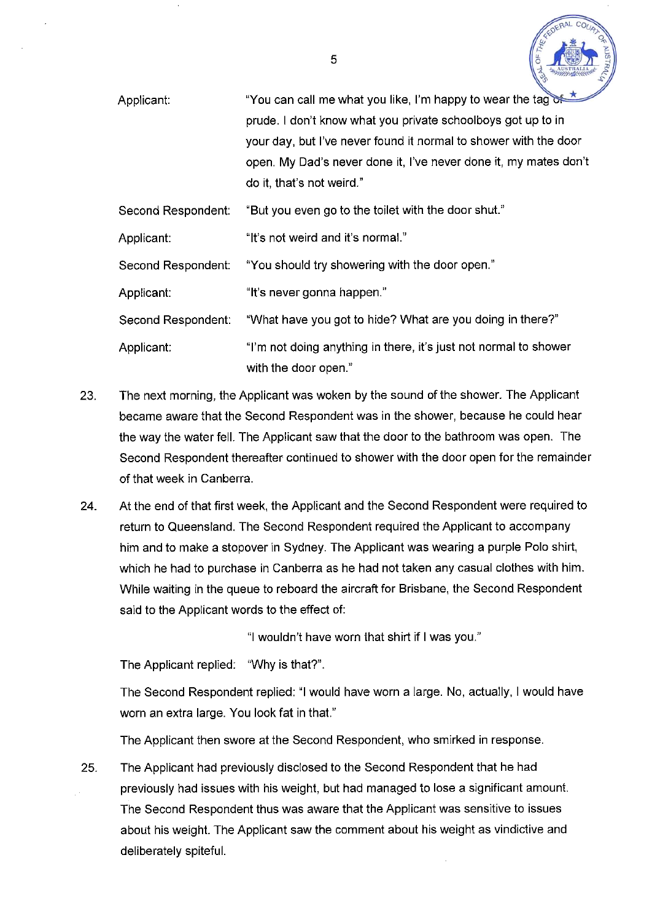| | |
|---|---|
| Applicant: | "You can call me what you like, I'm happy to wear the tag of prude. I don't know what you private schoolboys got up to in your day, but I've never found it normal to shower with the door open. My Dad's never done it, I've never done it, my mates don't do it, that's not weird." |
| Second Respondent: | "But you even go to the toilet with the door shut." |
| Applicant: | "It's not weird and it's normal." |
| Second Respondent: | "You should try showering with the door open." |
| Applicant: | "It's never gonna happen." |
| Second Respondent: | "What have you got to hide? What are you doing in there?" |
| Applicant: | "I'm not doing anything in there, it's just not normal to shower with the door open." |

23. The next morning, the Applicant was woken by the sound of the shower. The Applicant became aware that the Second Respondent was in the shower, because he could hear the way the water fell. The Applicant saw that the door to the bathroom was open. The Second Respondent thereafter continued to shower with the door open for the remainder of that week in Canberra.

24. At the end of that first week, the Applicant and the Second Respondent were required to return to Queensland. The Second Respondent required the Applicant to accompany him and to make a stopover in Sydney. The Applicant was wearing a purple Polo shirt, which he had to purchase in Canberra as he had not taken any casual clothes with him. While waiting in the queue to reboard the aircraft for Brisbane, the Second Respondent said to the Applicant words to the effect of:

    "I wouldn't have worn that shirt if I was you."

    The Applicant replied: "Why is that?".

    The Second Respondent replied: "I would have worn a large. No, actually, I would have worn an extra large. You look fat in that."

    The Applicant then swore at the Second Respondent, who smirked in response.

25. The Applicant had previously disclosed to the Second Respondent that he had previously had issues with his weight, but had managed to lose a significant amount. The Second Respondent thus was aware that the Applicant was sensitive to issues about his weight. The Applicant saw the comment about his weight as vindictive and deliberately spiteful.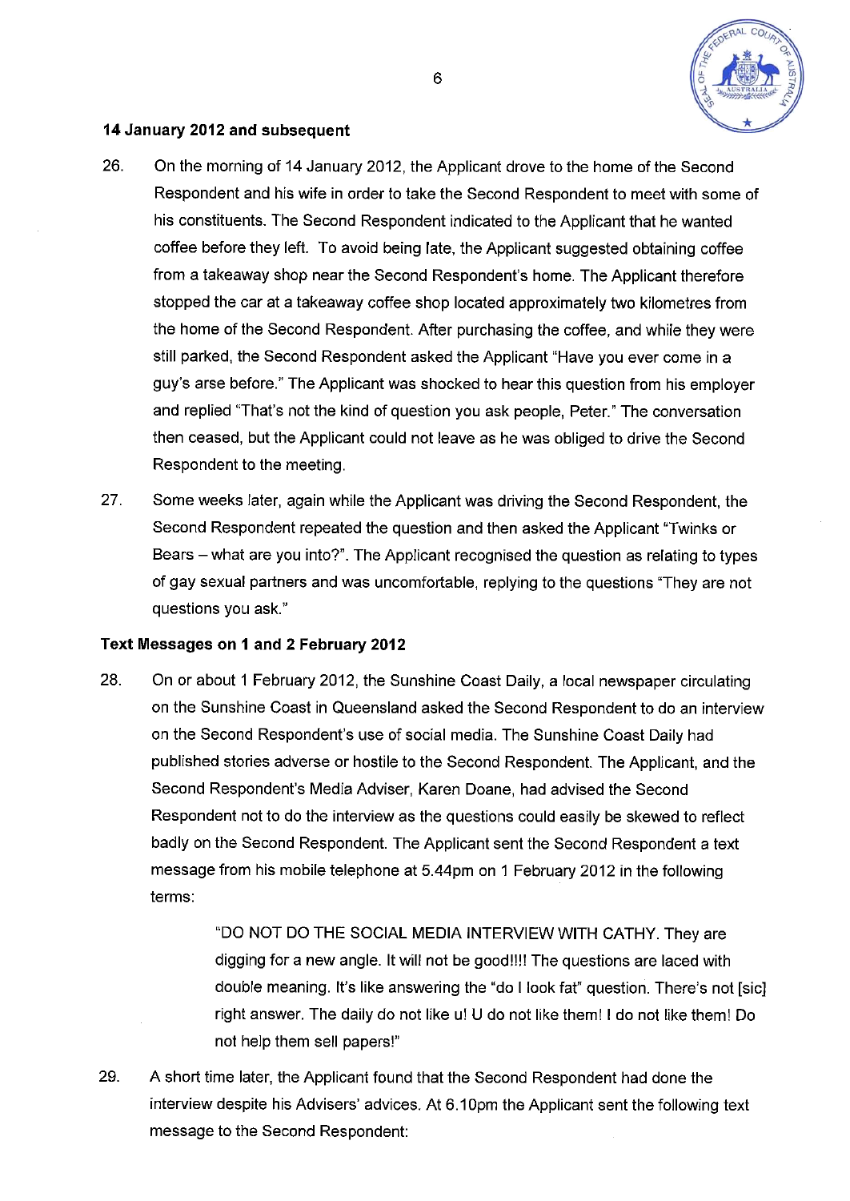### 14 January 2012 and subsequent

26. On the morning of 14 January 2012, the Applicant drove to the home of the Second Respondent and his wife in order to take the Second Respondent to meet with some of his constituents. The Second Respondent indicated to the Applicant that he wanted coffee before they left. To avoid being late, the Applicant suggested obtaining coffee from a takeaway shop near the Second Respondent's home. The Applicant therefore stopped the car at a takeaway coffee shop located approximately two kilometres from the home of the Second Respondent. After purchasing the coffee, and while they were still parked, the Second Respondent asked the Applicant "Have you ever come in a guy's arse before." The Applicant was shocked to hear this question from his employer and replied "That's not the kind of question you ask people, Peter." The conversation then ceased, but the Applicant could not leave as he was obliged to drive the Second Respondent to the meeting.

27. Some weeks later, again while the Applicant was driving the Second Respondent, the Second Respondent repeated the question and then asked the Applicant "Twinks or Bears – what are you into?". The Applicant recognised the question as relating to types of gay sexual partners and was uncomfortable, replying to the questions "They are not questions you ask."

### Text Messages on 1 and 2 February 2012

28. On or about 1 February 2012, the Sunshine Coast Daily, a local newspaper circulating on the Sunshine Coast in Queensland asked the Second Respondent to do an interview on the Second Respondent's use of social media. The Sunshine Coast Daily had published stories adverse or hostile to the Second Respondent. The Applicant, and the Second Respondent's Media Adviser, Karen Doane, had advised the Second Respondent not to do the interview as the questions could easily be skewed to reflect badly on the Second Respondent. The Applicant sent the Second Respondent a text message from his mobile telephone at 5.44pm on 1 February 2012 in the following terms:

   > "DO NOT DO THE SOCIAL MEDIA INTERVIEW WITH CATHY. They are digging for a new angle. It will not be good!!!! The questions are laced with double meaning. It's like answering the "do I look fat" question. There's not [sic] right answer. The daily do not like u! U do not like them! I do not like them! Do not help them sell papers!"

29. A short time later, the Applicant found that the Second Respondent had done the interview despite his Advisers' advices. At 6.10pm the Applicant sent the following text message to the Second Respondent: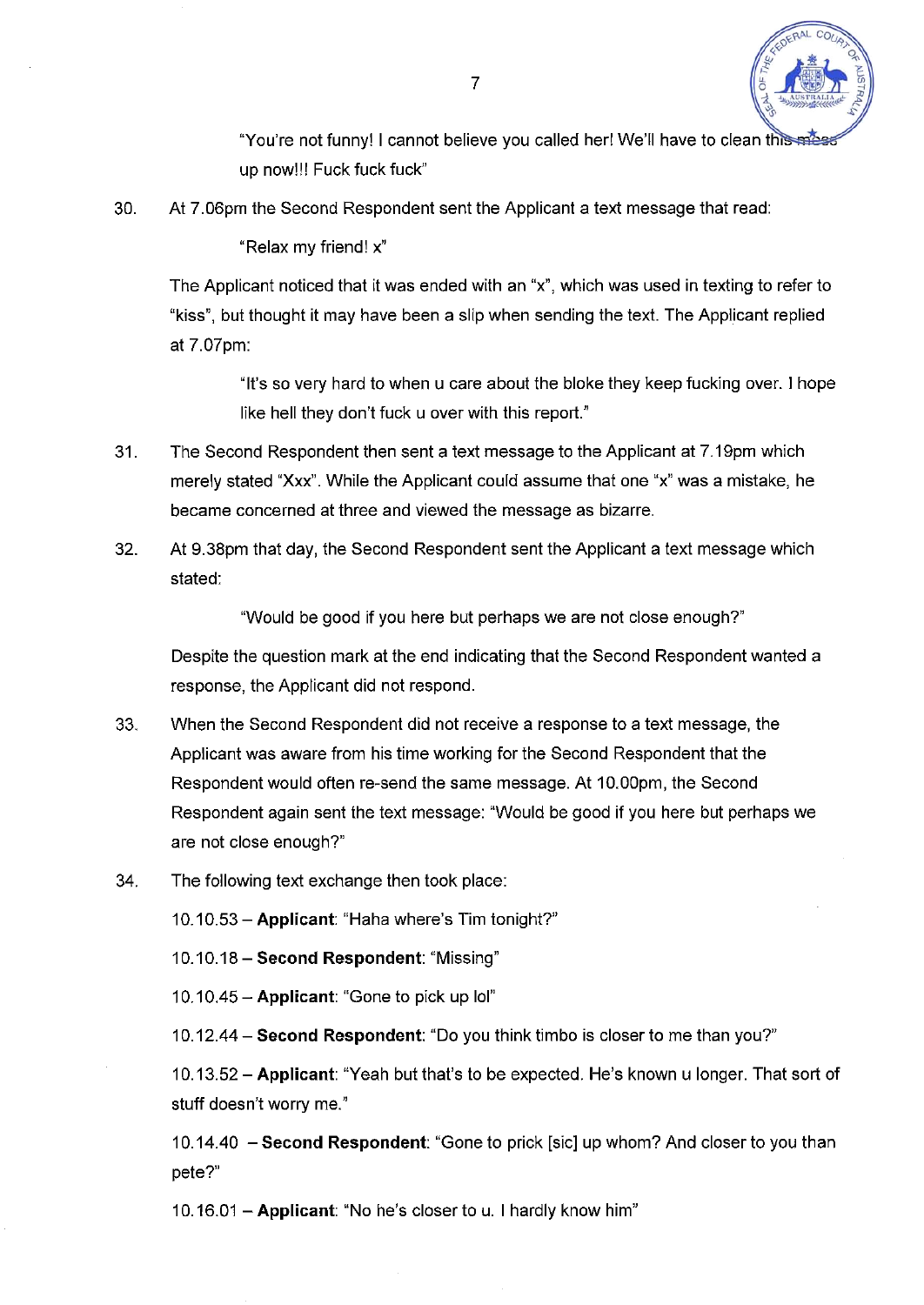"You're not funny! I cannot believe you called her! We'll have to clean this mess up now!!! Fuck fuck fuck"

30. At 7.06pm the Second Respondent sent the Applicant a text message that read:

    "Relax my friend! x"

    The Applicant noticed that it was ended with an "x", which was used in texting to refer to "kiss", but thought it may have been a slip when sending the text. The Applicant replied at 7.07pm:

    > "It's so very hard to when u care about the bloke they keep fucking over. I hope like hell they don't fuck u over with this report."

31. The Second Respondent then sent a text message to the Applicant at 7.19pm which merely stated "Xxx". While the Applicant could assume that one "x" was a mistake, he became concerned at three and viewed the message as bizarre.

32. At 9.38pm that day, the Second Respondent sent the Applicant a text message which stated:

    "Would be good if you here but perhaps we are not close enough?"

    Despite the question mark at the end indicating that the Second Respondent wanted a response, the Applicant did not respond.

33. When the Second Respondent did not receive a response to a text message, the Applicant was aware from his time working for the Second Respondent that the Respondent would often re-send the same message. At 10.00pm, the Second Respondent again sent the text message: "Would be good if you here but perhaps we are not close enough?"

34. The following text exchange then took place:

    10.10.53 – **Applicant**: "Haha where's Tim tonight?"

    10.10.18 – **Second Respondent**: "Missing"

    10.10.45 – **Applicant**: "Gone to pick up lol"

    10.12.44 – **Second Respondent**: "Do you think timbo is closer to me than you?"

    10.13.52 – **Applicant**: "Yeah but that's to be expected. He's known u longer. That sort of stuff doesn't worry me."

    10.14.40 – **Second Respondent**: "Gone to prick [sic] up whom? And closer to you than pete?"

    10.16.01 – **Applicant**: "No he's closer to u. I hardly know him"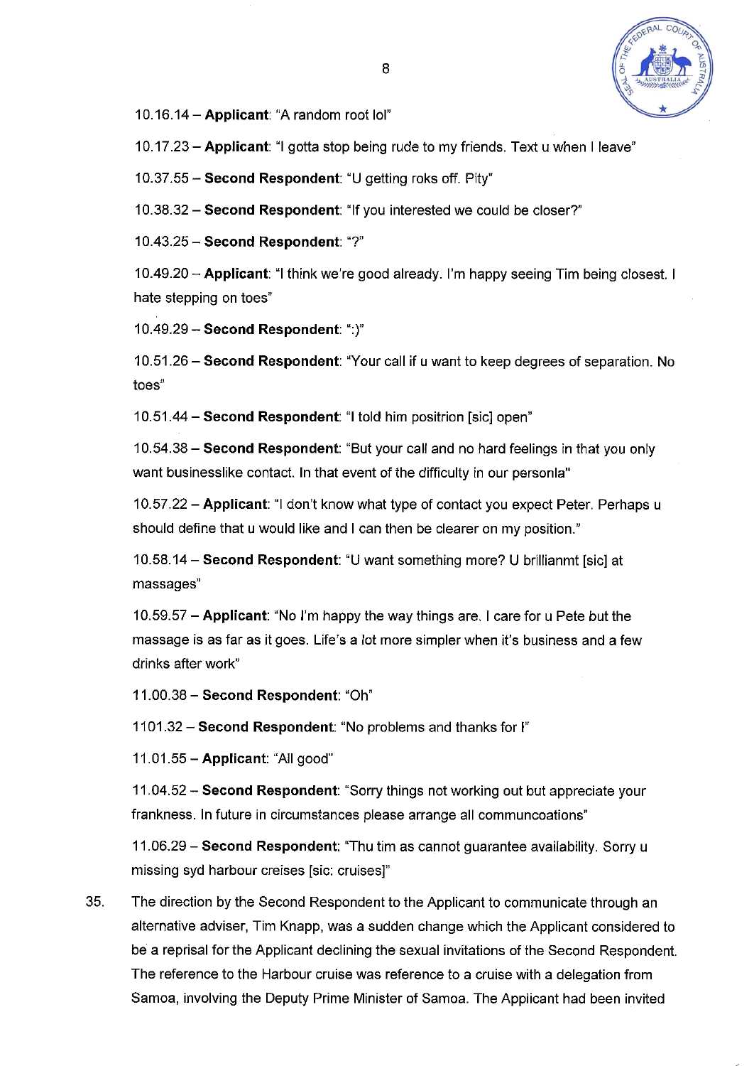10.16.14 – **Applicant**: "A random root lol"

10.17.23 – **Applicant**: "I gotta stop being rude to my friends. Text u when I leave"

10.37.55 – **Second Respondent**: "U getting roks off. Pity"

10.38.32 – **Second Respondent**: "If you interested we could be closer?"

10.43.25 – **Second Respondent**: "?"

10.49.20 – **Applicant**: "I think we're good already. I'm happy seeing Tim being closest. I hate stepping on toes"

10.49.29 – **Second Respondent**: ":)"

10.51.26 – **Second Respondent**: "Your call if u want to keep degrees of separation. No toes"

10.51.44 – **Second Respondent**: "I told him positrion [sic] open"

10.54.38 – **Second Respondent**: "But your call and no hard feelings in that you only want businesslike contact. In that event of the difficulty in our personla"

10.57.22 – **Applicant**: "I don't know what type of contact you expect Peter. Perhaps u should define that u would like and I can then be clearer on my position."

10.58.14 – **Second Respondent**: "U want something more? U brillianmt [sic] at massages"

10.59.57 – **Applicant**: "No I'm happy the way things are. I care for u Pete but the massage is as far as it goes. Life's a lot more simpler when it's business and a few drinks after work"

11.00.38 – **Second Respondent**: "Oh"

1101.32 – **Second Respondent**: "No problems and thanks for I"

11.01.55 – **Applicant**: "All good"

11.04.52 – **Second Respondent**: "Sorry things not working out but appreciate your frankness. In future in circumstances please arrange all communcoations"

11.06.29 – **Second Respondent**: "Thu tim as cannot guarantee availability. Sorry u missing syd harbour creises [sic: cruises]"

35. The direction by the Second Respondent to the Applicant to communicate through an alternative adviser, Tim Knapp, was a sudden change which the Applicant considered to be a reprisal for the Applicant declining the sexual invitations of the Second Respondent. The reference to the Harbour cruise was reference to a cruise with a delegation from Samoa, involving the Deputy Prime Minister of Samoa. The Applicant had been invited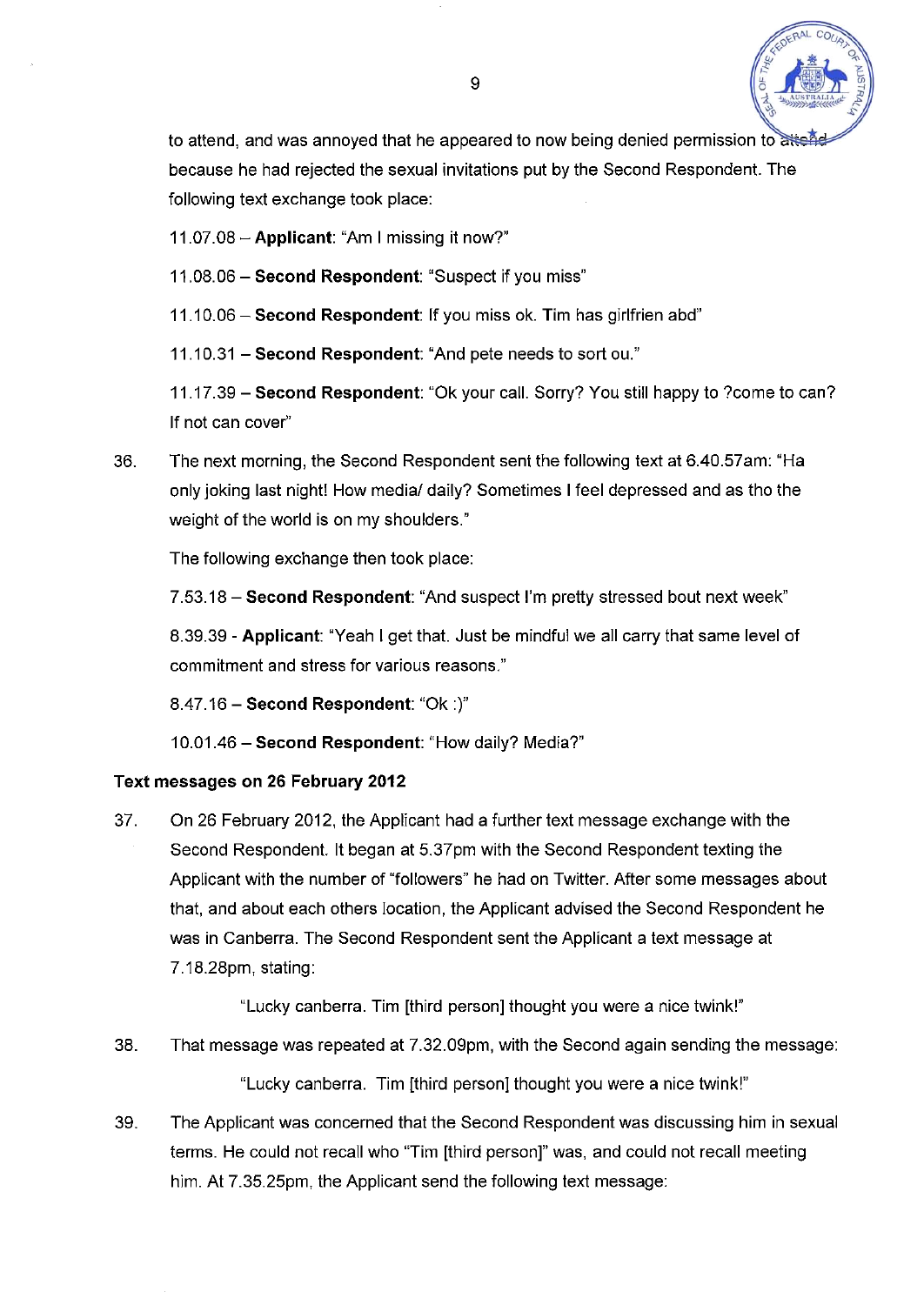to attend, and was annoyed that he appeared to now being denied permission to attend because he had rejected the sexual invitations put by the Second Respondent. The following text exchange took place:

11.07.08 – **Applicant**: "Am I missing it now?"

11.08.06 – **Second Respondent**: "Suspect if you miss"

11.10.06 – **Second Respondent**: If you miss ok. Tim has girlfrien abd"

11.10.31 – **Second Respondent**: "And pete needs to sort ou."

11.17.39 – **Second Respondent**: "Ok your call. Sorry? You still happy to ?come to can? If not can cover"

36. The next morning, the Second Respondent sent the following text at 6.40.57am: "Ha only joking last night! How media/ daily? Sometimes I feel depressed and as tho the weight of the world is on my shoulders."

    The following exchange then took place:

    7.53.18 – **Second Respondent**: "And suspect I'm pretty stressed bout next week"

    8.39.39 - **Applicant**: "Yeah I get that. Just be mindful we all carry that same level of commitment and stress for various reasons."

    8.47.16 – **Second Respondent**: "Ok :)"

    10.01.46 – **Second Respondent**: "How daily? Media?"

**Text messages on 26 February 2012**

37. On 26 February 2012, the Applicant had a further text message exchange with the Second Respondent. It began at 5.37pm with the Second Respondent texting the Applicant with the number of "followers" he had on Twitter. After some messages about that, and about each others location, the Applicant advised the Second Respondent he was in Canberra. The Second Respondent sent the Applicant a text message at 7.18.28pm, stating:

    "Lucky canberra. Tim [third person] thought you were a nice twink!"

38. That message was repeated at 7.32.09pm, with the Second again sending the message:

    "Lucky canberra. Tim [third person] thought you were a nice twink!"

39. The Applicant was concerned that the Second Respondent was discussing him in sexual terms. He could not recall who "Tim [third person]" was, and could not recall meeting him. At 7.35.25pm, the Applicant send the following text message: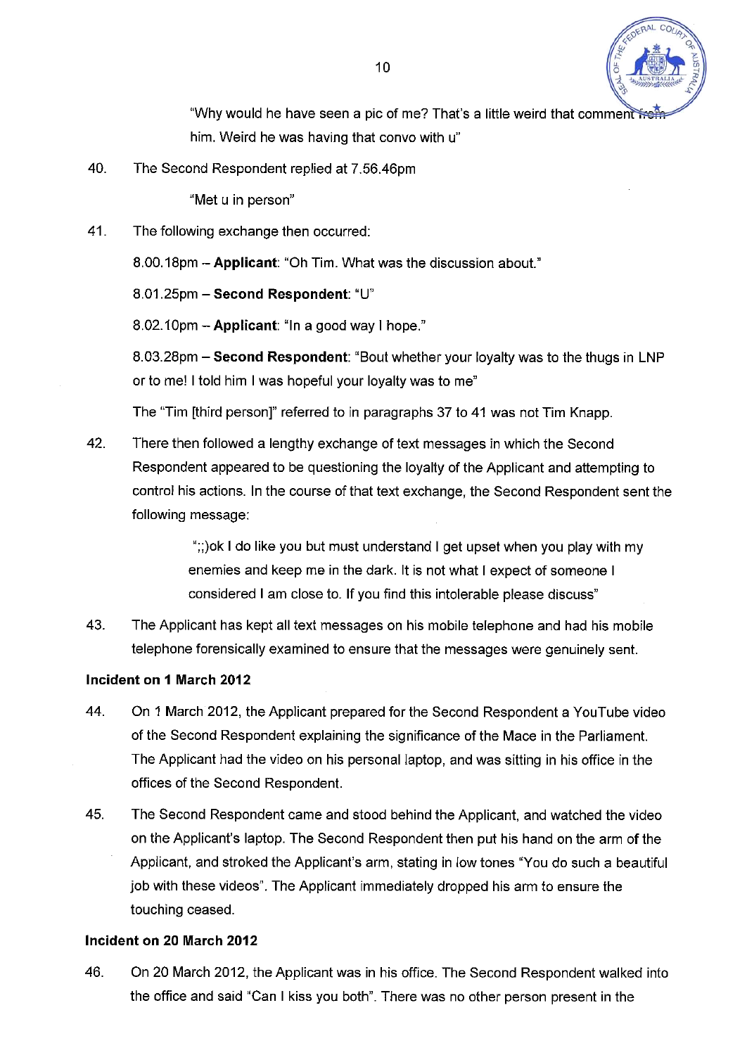"Why would he have seen a pic of me? That's a little weird that comment from him. Weird he was having that convo with u"

40. The Second Respondent replied at 7.56.46pm

"Met u in person"

41. The following exchange then occurred:

8.00.18pm – **Applicant**: "Oh Tim. What was the discussion about."

8.01.25pm – **Second Respondent**: "U"

8.02.10pm – **Applicant**: "In a good way I hope."

8.03.28pm – **Second Respondent**: "Bout whether your loyalty was to the thugs in LNP or to me! I told him I was hopeful your loyalty was to me"

The "Tim [third person]" referred to in paragraphs 37 to 41 was not Tim Knapp.

42. There then followed a lengthy exchange of text messages in which the Second Respondent appeared to be questioning the loyalty of the Applicant and attempting to control his actions. In the course of that text exchange, the Second Respondent sent the following message:

";;)ok I do like you but must understand I get upset when you play with my enemies and keep me in the dark. It is not what I expect of someone I considered I am close to. If you find this intolerable please discuss"

43. The Applicant has kept all text messages on his mobile telephone and had his mobile telephone forensically examined to ensure that the messages were genuinely sent.

**Incident on 1 March 2012**

44. On 1 March 2012, the Applicant prepared for the Second Respondent a YouTube video of the Second Respondent explaining the significance of the Mace in the Parliament. The Applicant had the video on his personal laptop, and was sitting in his office in the offices of the Second Respondent.

45. The Second Respondent came and stood behind the Applicant, and watched the video on the Applicant's laptop. The Second Respondent then put his hand on the arm of the Applicant, and stroked the Applicant's arm, stating in low tones "You do such a beautiful job with these videos". The Applicant immediately dropped his arm to ensure the touching ceased.

**Incident on 20 March 2012**

46. On 20 March 2012, the Applicant was in his office. The Second Respondent walked into the office and said "Can I kiss you both". There was no other person present in the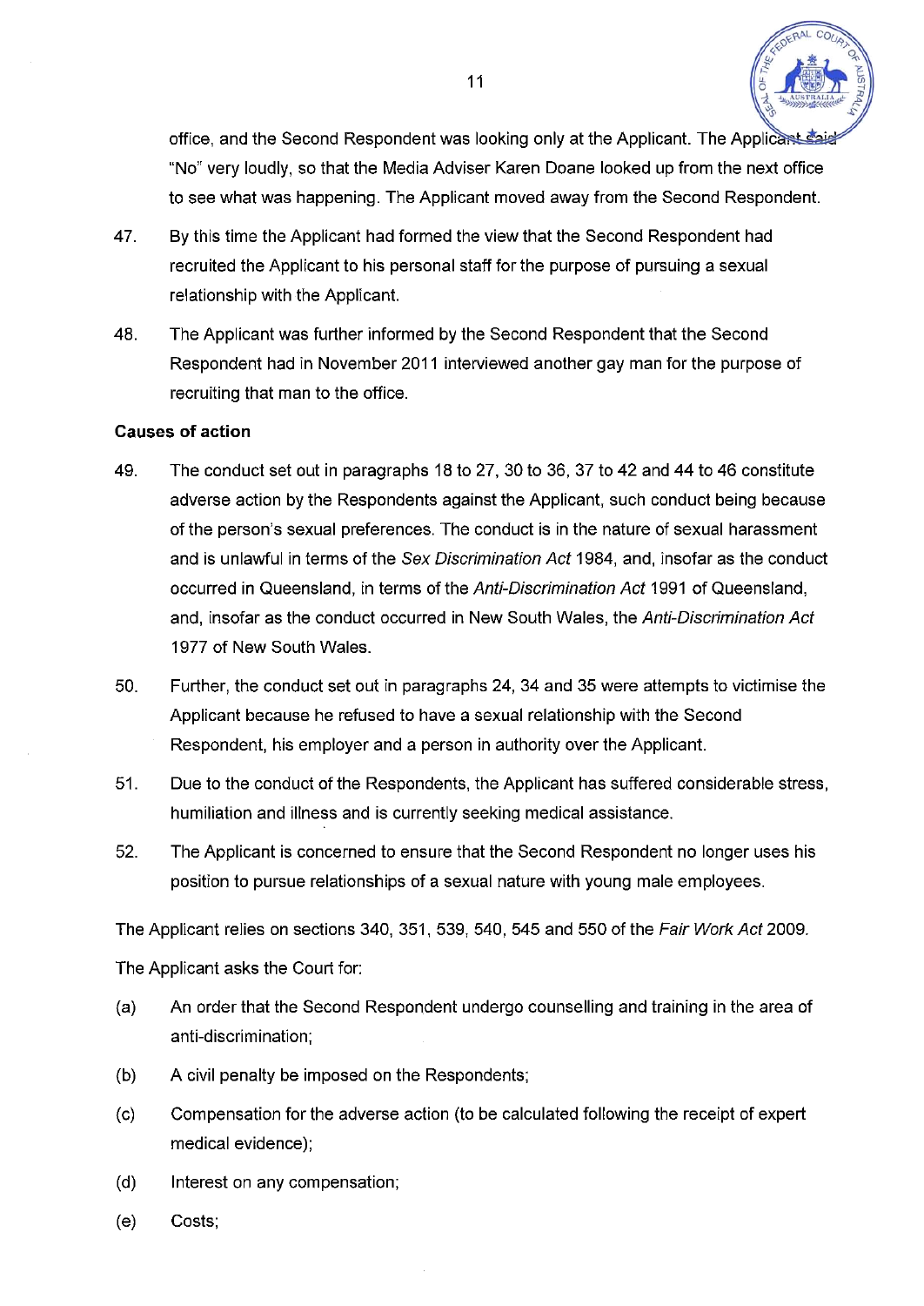office, and the Second Respondent was looking only at the Applicant. The Applicant said "No" very loudly, so that the Media Adviser Karen Doane looked up from the next office to see what was happening. The Applicant moved away from the Second Respondent.

47. By this time the Applicant had formed the view that the Second Respondent had recruited the Applicant to his personal staff for the purpose of pursuing a sexual relationship with the Applicant.

48. The Applicant was further informed by the Second Respondent that the Second Respondent had in November 2011 interviewed another gay man for the purpose of recruiting that man to the office.

**Causes of action**

49. The conduct set out in paragraphs 18 to 27, 30 to 36, 37 to 42 and 44 to 46 constitute adverse action by the Respondents against the Applicant, such conduct being because of the person's sexual preferences. The conduct is in the nature of sexual harassment and is unlawful in terms of the *Sex Discrimination Act* 1984, and, insofar as the conduct occurred in Queensland, in terms of the *Anti-Discrimination Act* 1991 of Queensland, and, insofar as the conduct occurred in New South Wales, the *Anti-Discrimination Act* 1977 of New South Wales.

50. Further, the conduct set out in paragraphs 24, 34 and 35 were attempts to victimise the Applicant because he refused to have a sexual relationship with the Second Respondent, his employer and a person in authority over the Applicant.

51. Due to the conduct of the Respondents, the Applicant has suffered considerable stress, humiliation and illness and is currently seeking medical assistance.

52. The Applicant is concerned to ensure that the Second Respondent no longer uses his position to pursue relationships of a sexual nature with young male employees.

The Applicant relies on sections 340, 351, 539, 540, 545 and 550 of the *Fair Work Act* 2009.

The Applicant asks the Court for:

(a) An order that the Second Respondent undergo counselling and training in the area of anti-discrimination;

(b) A civil penalty be imposed on the Respondents;

(c) Compensation for the adverse action (to be calculated following the receipt of expert medical evidence);

(d) Interest on any compensation;

(e) Costs;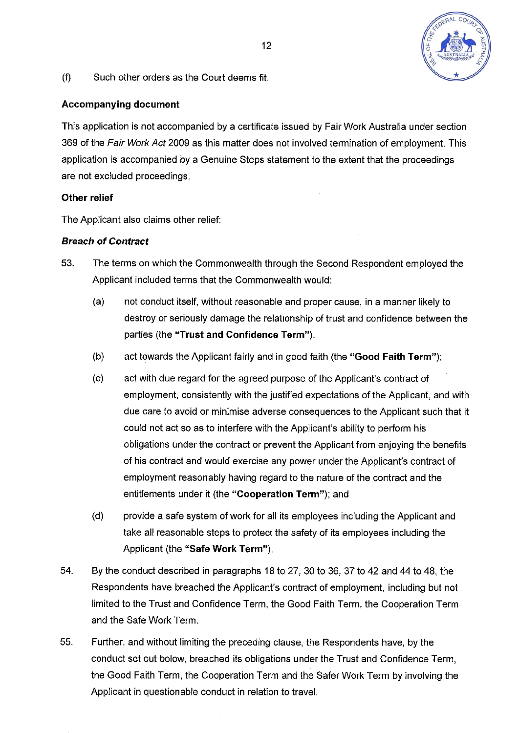(f) Such other orders as the Court deems fit.

**Accompanying document**

This application is not accompanied by a certificate issued by Fair Work Australia under section 369 of the *Fair Work Act* 2009 as this matter does not involved termination of employment. This application is accompanied by a Genuine Steps statement to the extent that the proceedings are not excluded proceedings.

**Other relief**

The Applicant also claims other relief:

***Breach of Contract***

53. The terms on which the Commonwealth through the Second Respondent employed the Applicant included terms that the Commonwealth would:

    (a) not conduct itself, without reasonable and proper cause, in a manner likely to destroy or seriously damage the relationship of trust and confidence between the parties (the **"Trust and Confidence Term"**).

    (b) act towards the Applicant fairly and in good faith (the **"Good Faith Term"**);

    (c) act with due regard for the agreed purpose of the Applicant's contract of employment, consistently with the justified expectations of the Applicant, and with due care to avoid or minimise adverse consequences to the Applicant such that it could not act so as to interfere with the Applicant's ability to perform his obligations under the contract or prevent the Applicant from enjoying the benefits of his contract and would exercise any power under the Applicant's contract of employment reasonably having regard to the nature of the contract and the entitlements under it (the **"Cooperation Term"**); and

    (d) provide a safe system of work for all its employees including the Applicant and take all reasonable steps to protect the safety of its employees including the Applicant (the **"Safe Work Term"**).

54. By the conduct described in paragraphs 18 to 27, 30 to 36, 37 to 42 and 44 to 48, the Respondents have breached the Applicant's contract of employment, including but not limited to the Trust and Confidence Term, the Good Faith Term, the Cooperation Term and the Safe Work Term.

55. Further, and without limiting the preceding clause, the Respondents have, by the conduct set out below, breached its obligations under the Trust and Confidence Term, the Good Faith Term, the Cooperation Term and the Safer Work Term by involving the Applicant in questionable conduct in relation to travel.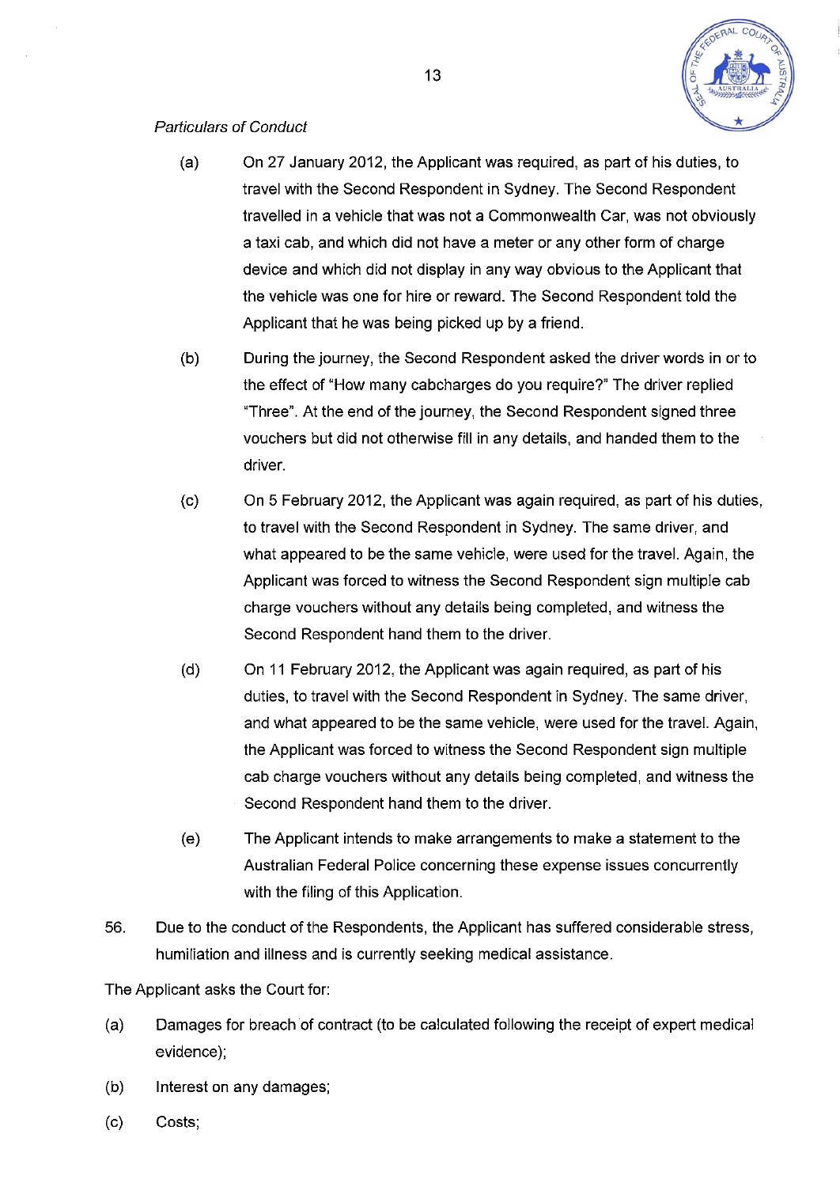*Particulars of Conduct*

(a) On 27 January 2012, the Applicant was required, as part of his duties, to travel with the Second Respondent in Sydney. The Second Respondent travelled in a vehicle that was not a Commonwealth Car, was not obviously a taxi cab, and which did not have a meter or any other form of charge device and which did not display in any way obvious to the Applicant that the vehicle was one for hire or reward. The Second Respondent told the Applicant that he was being picked up by a friend.

(b) During the journey, the Second Respondent asked the driver words in or to the effect of "How many cabcharges do you require?" The driver replied "Three". At the end of the journey, the Second Respondent signed three vouchers but did not otherwise fill in any details, and handed them to the driver.

(c) On 5 February 2012, the Applicant was again required, as part of his duties, to travel with the Second Respondent in Sydney. The same driver, and what appeared to be the same vehicle, were used for the travel. Again, the Applicant was forced to witness the Second Respondent sign multiple cab charge vouchers without any details being completed, and witness the Second Respondent hand them to the driver.

(d) On 11 February 2012, the Applicant was again required, as part of his duties, to travel with the Second Respondent in Sydney. The same driver, and what appeared to be the same vehicle, were used for the travel. Again, the Applicant was forced to witness the Second Respondent sign multiple cab charge vouchers without any details being completed, and witness the Second Respondent hand them to the driver.

(e) The Applicant intends to make arrangements to make a statement to the Australian Federal Police concerning these expense issues concurrently with the filing of this Application.

56. Due to the conduct of the Respondents, the Applicant has suffered considerable stress, humiliation and illness and is currently seeking medical assistance.

The Applicant asks the Court for:

(a) Damages for breach of contract (to be calculated following the receipt of expert medical evidence);

(b) Interest on any damages;

(c) Costs;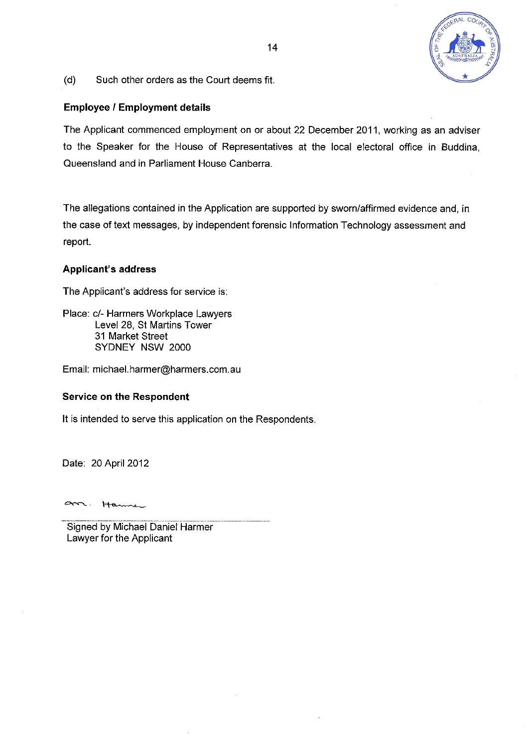(d) Such other orders as the Court deems fit.

**Employee / Employment details**

The Applicant commenced employment on or about 22 December 2011, working as an adviser to the Speaker for the House of Representatives at the local electoral office in Buddina, Queensland and in Parliament House Canberra.

The allegations contained in the Application are supported by sworn/affirmed evidence and, in the case of text messages, by independent forensic Information Technology assessment and report.

**Applicant's address**

The Applicant's address for service is:

Place: c/- Harmers Workplace Lawyers
Level 28, St Martins Tower
31 Market Street
SYDNEY NSW 2000

Email: michael.harmer@harmers.com.au

**Service on the Respondent**

It is intended to serve this application on the Respondents.

Date: 20 April 2012

Signed by Michael Daniel Harmer
Lawyer for the Applicant